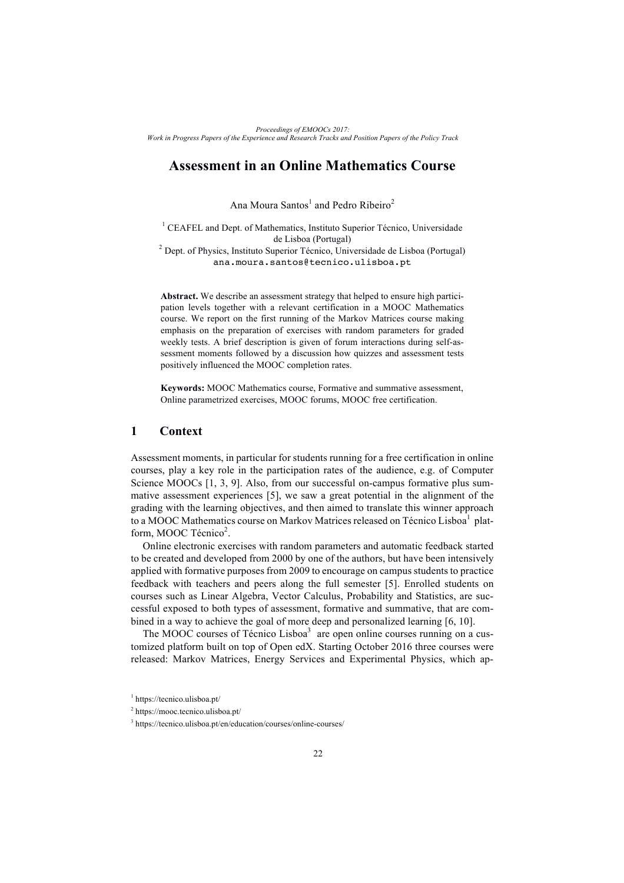# Assessment in an Online Mathematics Course

Ana Moura Santos[1] and Pedro Ribeiro[2]

[1] CEAFEL and Dept. of Mathematics, Instituto Superior Técnico, Universidade de Lisboa (Portugal)
[2] Dept. of Physics, Instituto Superior Técnico, Universidade de Lisboa (Portugal)
ana.moura.santos@tecnico.ulisboa.pt

**Abstract.** We describe an assessment strategy that helped to ensure high participation levels together with a relevant certification in a MOOC Mathematics course. We report on the first running of the Markov Matrices course making emphasis on the preparation of exercises with random parameters for graded weekly tests. A brief description is given of forum interactions during self-assessment moments followed by a discussion how quizzes and assessment tests positively influenced the MOOC completion rates.

**Keywords:** MOOC Mathematics course, Formative and summative assessment, Online parametrized exercises, MOOC forums, MOOC free certification.

## 1 Context

Assessment moments, in particular for students running for a free certification in online courses, play a key role in the participation rates of the audience, e.g. of Computer Science MOOCs [1, 3, 9]. Also, from our successful on-campus formative plus summative assessment experiences [5], we saw a great potential in the alignment of the grading with the learning objectives, and then aimed to translate this winner approach to a MOOC Mathematics course on Markov Matrices released on Técnico Lisboa[1] platform, MOOC Técnico[2].

Online electronic exercises with random parameters and automatic feedback started to be created and developed from 2000 by one of the authors, but have been intensively applied with formative purposes from 2009 to encourage on campus students to practice feedback with teachers and peers along the full semester [5]. Enrolled students on courses such as Linear Algebra, Vector Calculus, Probability and Statistics, are successful exposed to both types of assessment, formative and summative, that are combined in a way to achieve the goal of more deep and personalized learning [6, 10].

The MOOC courses of Técnico Lisboa[3] are open online courses running on a customized platform built on top of Open edX. Starting October 2016 three courses were released: Markov Matrices, Energy Services and Experimental Physics, which ap-

[1] https://tecnico.ulisboa.pt/

[2] https://mooc.tecnico.ulisboa.pt/

[3] https://tecnico.ulisboa.pt/en/education/courses/online-courses/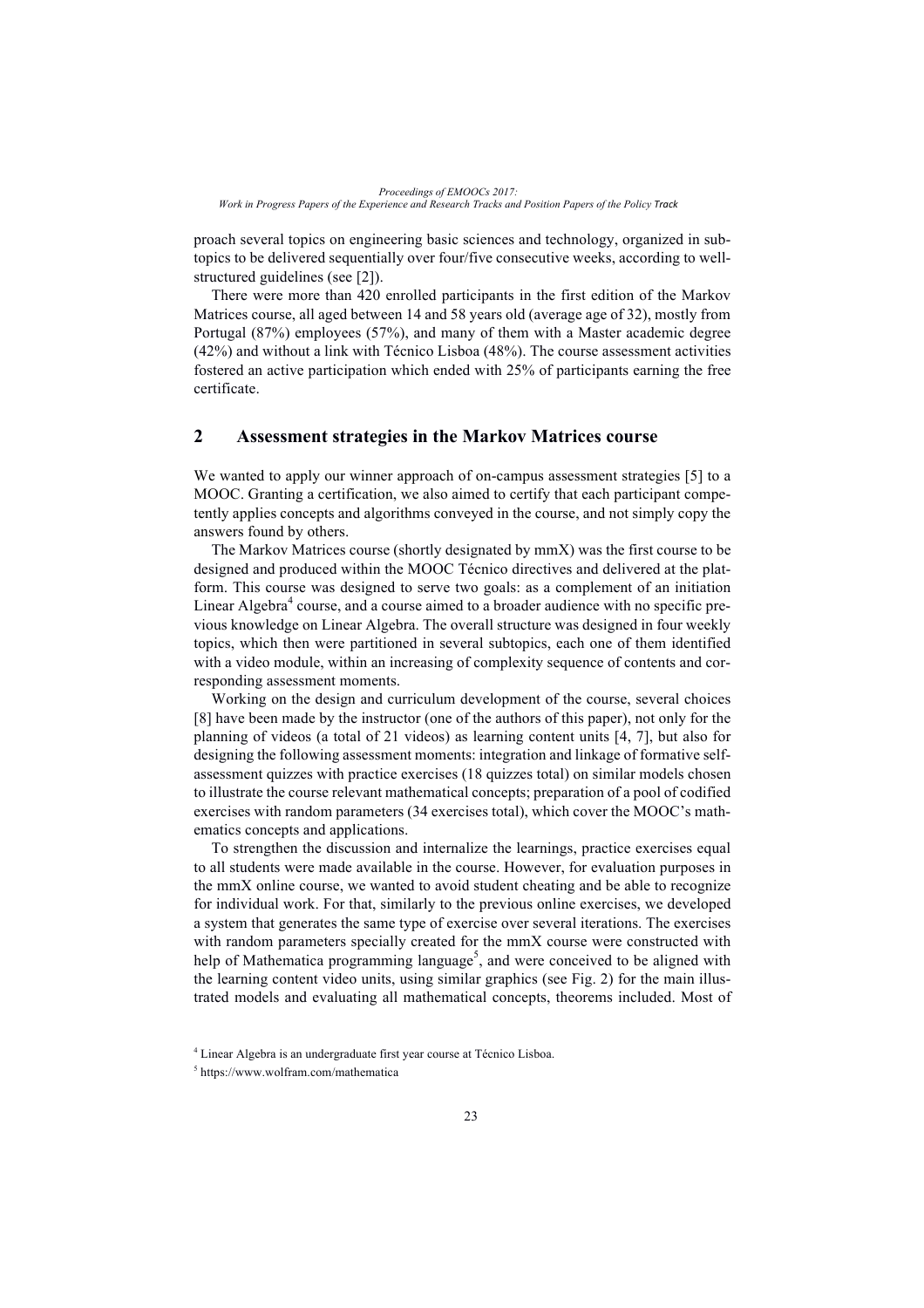proach several topics on engineering basic sciences and technology, organized in subtopics to be delivered sequentially over four/five consecutive weeks, according to well-structured guidelines (see [2]).

There were more than 420 enrolled participants in the first edition of the Markov Matrices course, all aged between 14 and 58 years old (average age of 32), mostly from Portugal (87%) employees (57%), and many of them with a Master academic degree (42%) and without a link with Técnico Lisboa (48%). The course assessment activities fostered an active participation which ended with 25% of participants earning the free certificate.

## 2 Assessment strategies in the Markov Matrices course

We wanted to apply our winner approach of on-campus assessment strategies [5] to a MOOC. Granting a certification, we also aimed to certify that each participant competently applies concepts and algorithms conveyed in the course, and not simply copy the answers found by others.

The Markov Matrices course (shortly designated by mmX) was the first course to be designed and produced within the MOOC Técnico directives and delivered at the platform. This course was designed to serve two goals: as a complement of an initiation Linear Algebra[4] course, and a course aimed to a broader audience with no specific previous knowledge on Linear Algebra. The overall structure was designed in four weekly topics, which then were partitioned in several subtopics, each one of them identified with a video module, within an increasing of complexity sequence of contents and corresponding assessment moments.

Working on the design and curriculum development of the course, several choices [8] have been made by the instructor (one of the authors of this paper), not only for the planning of videos (a total of 21 videos) as learning content units [4, 7], but also for designing the following assessment moments: integration and linkage of formative self-assessment quizzes with practice exercises (18 quizzes total) on similar models chosen to illustrate the course relevant mathematical concepts; preparation of a pool of codified exercises with random parameters (34 exercises total), which cover the MOOC's mathematics concepts and applications.

To strengthen the discussion and internalize the learnings, practice exercises equal to all students were made available in the course. However, for evaluation purposes in the mmX online course, we wanted to avoid student cheating and be able to recognize for individual work. For that, similarly to the previous online exercises, we developed a system that generates the same type of exercise over several iterations. The exercises with random parameters specially created for the mmX course were constructed with help of Mathematica programming language[5], and were conceived to be aligned with the learning content video units, using similar graphics (see Fig. 2) for the main illustrated models and evaluating all mathematical concepts, theorems included. Most of

[4] Linear Algebra is an undergraduate first year course at Técnico Lisboa.

[5] https://www.wolfram.com/mathematica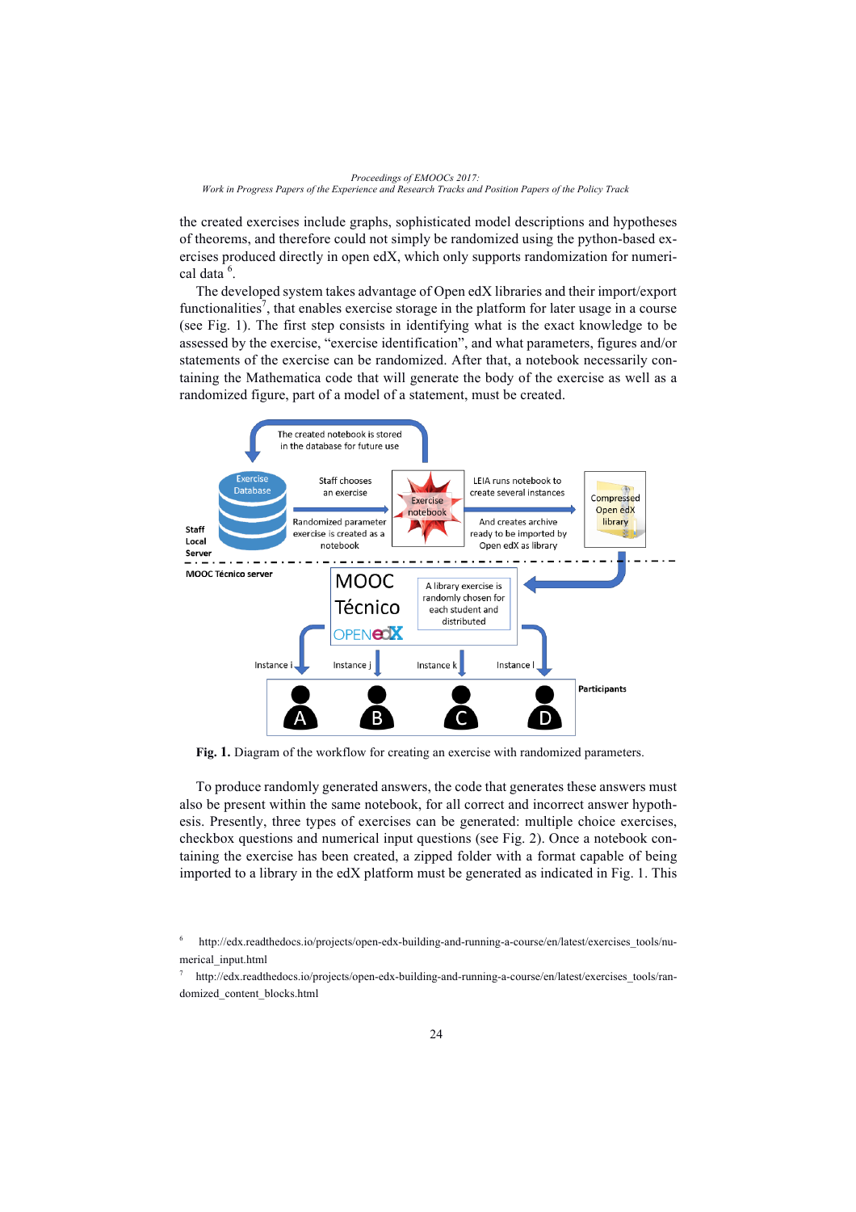the created exercises include graphs, sophisticated model descriptions and hypotheses of theorems, and therefore could not simply be randomized using the python-based exercises produced directly in open edX, which only supports randomization for numerical data [6].

The developed system takes advantage of Open edX libraries and their import/export functionalities[7], that enables exercise storage in the platform for later usage in a course (see Fig. 1). The first step consists in identifying what is the exact knowledge to be assessed by the exercise, "exercise identification", and what parameters, figures and/or statements of the exercise can be randomized. After that, a notebook necessarily containing the Mathematica code that will generate the body of the exercise as well as a randomized figure, part of a model of a statement, must be created.

**Fig. 1.** Diagram of the workflow for creating an exercise with randomized parameters.

To produce randomly generated answers, the code that generates these answers must also be present within the same notebook, for all correct and incorrect answer hypothesis. Presently, three types of exercises can be generated: multiple choice exercises, checkbox questions and numerical input questions (see Fig. 2). Once a notebook containing the exercise has been created, a zipped folder with a format capable of being imported to a library in the edX platform must be generated as indicated in Fig. 1. This

[6] http://edx.readthedocs.io/projects/open-edx-building-and-running-a-course/en/latest/exercises_tools/numerical_input.html

[7] http://edx.readthedocs.io/projects/open-edx-building-and-running-a-course/en/latest/exercises_tools/randomized_content_blocks.html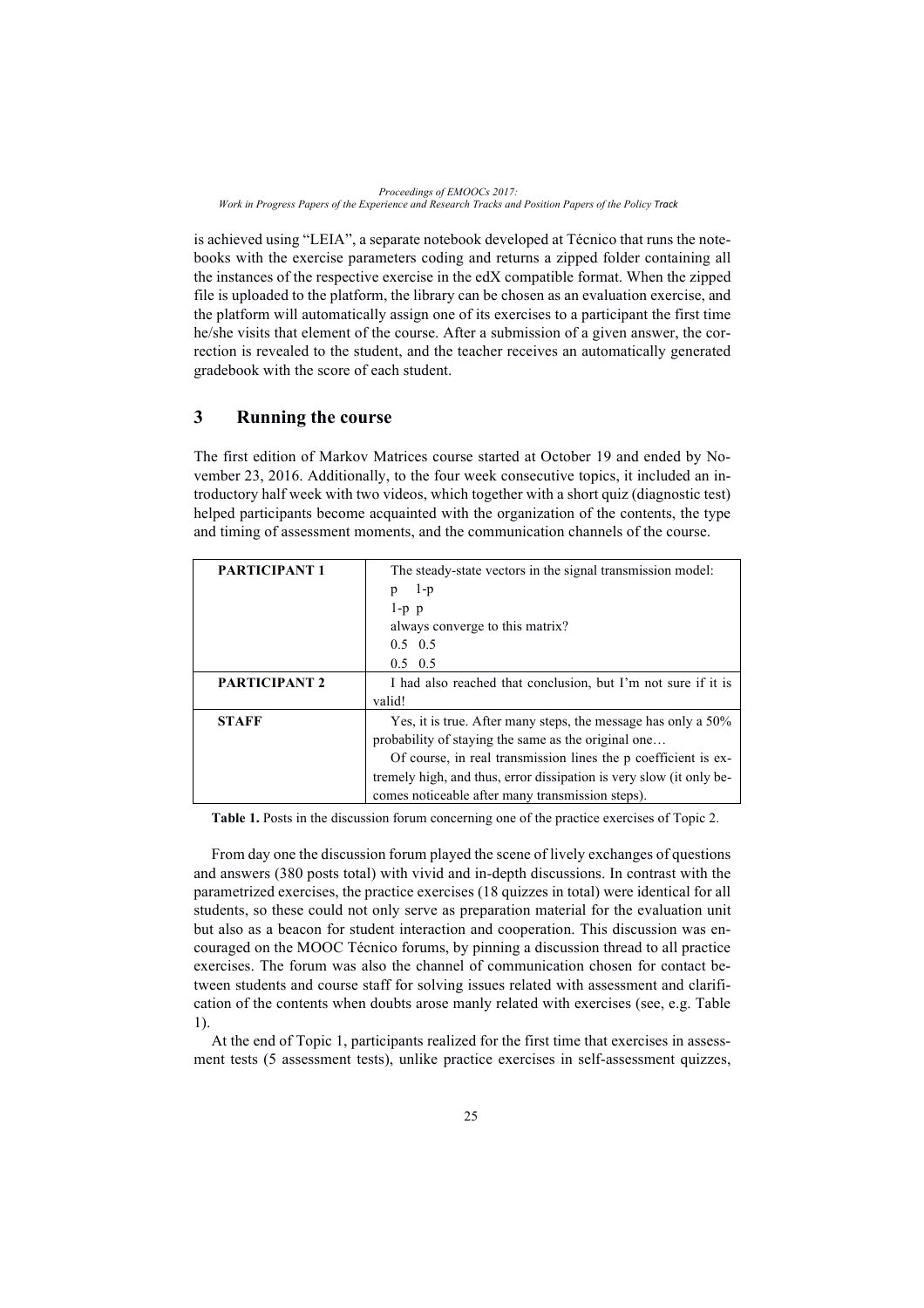is achieved using "LEIA", a separate notebook developed at Técnico that runs the notebooks with the exercise parameters coding and returns a zipped folder containing all the instances of the respective exercise in the edX compatible format. When the zipped file is uploaded to the platform, the library can be chosen as an evaluation exercise, and the platform will automatically assign one of its exercises to a participant the first time he/she visits that element of the course. After a submission of a given answer, the correction is revealed to the student, and the teacher receives an automatically generated gradebook with the score of each student.

## 3 Running the course

The first edition of Markov Matrices course started at October 19 and ended by November 23, 2016. Additionally, to the four week consecutive topics, it included an introductory half week with two videos, which together with a short quiz (diagnostic test) helped participants become acquainted with the organization of the contents, the type and timing of assessment moments, and the communication channels of the course.

| | |
|---|---|
| **PARTICIPANT 1** | The steady-state vectors in the signal transmission model:<br>p 1-p<br>1-p p<br>always converge to this matrix?<br>0.5 0.5<br>0.5 0.5 |
| **PARTICIPANT 2** | I had also reached that conclusion, but I'm not sure if it is valid! |
| **STAFF** | Yes, it is true. After many steps, the message has only a 50% probability of staying the same as the original one…<br>Of course, in real transmission lines the p coefficient is extremely high, and thus, error dissipation is very slow (it only becomes noticeable after many transmission steps). |

**Table 1.** Posts in the discussion forum concerning one of the practice exercises of Topic 2.

From day one the discussion forum played the scene of lively exchanges of questions and answers (380 posts total) with vivid and in-depth discussions. In contrast with the parametrized exercises, the practice exercises (18 quizzes in total) were identical for all students, so these could not only serve as preparation material for the evaluation unit but also as a beacon for student interaction and cooperation. This discussion was encouraged on the MOOC Técnico forums, by pinning a discussion thread to all practice exercises. The forum was also the channel of communication chosen for contact between students and course staff for solving issues related with assessment and clarification of the contents when doubts arose manly related with exercises (see, e.g. Table 1).

At the end of Topic 1, participants realized for the first time that exercises in assessment tests (5 assessment tests), unlike practice exercises in self-assessment quizzes,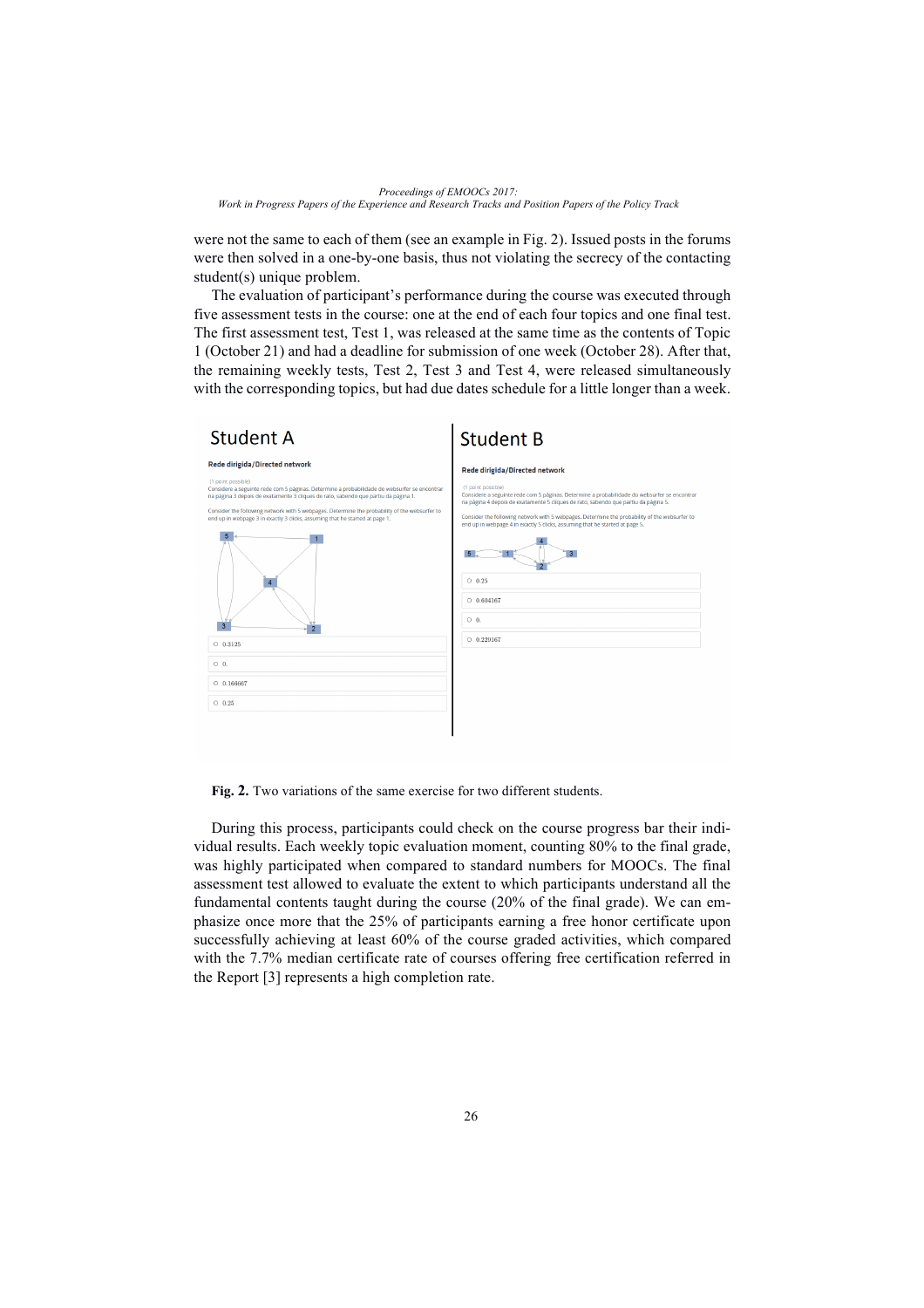were not the same to each of them (see an example in Fig. 2). Issued posts in the forums were then solved in a one-by-one basis, thus not violating the secrecy of the contacting student(s) unique problem.

The evaluation of participant's performance during the course was executed through five assessment tests in the course: one at the end of each four topics and one final test. The first assessment test, Test 1, was released at the same time as the contents of Topic 1 (October 21) and had a deadline for submission of one week (October 28). After that, the remaining weekly tests, Test 2, Test 3 and Test 4, were released simultaneously with the corresponding topics, but had due dates schedule for a little longer than a week.

**Fig. 2.** Two variations of the same exercise for two different students.

During this process, participants could check on the course progress bar their individual results. Each weekly topic evaluation moment, counting 80% to the final grade, was highly participated when compared to standard numbers for MOOCs. The final assessment test allowed to evaluate the extent to which participants understand all the fundamental contents taught during the course (20% of the final grade). We can emphasize once more that the 25% of participants earning a free honor certificate upon successfully achieving at least 60% of the course graded activities, which compared with the 7.7% median certificate rate of courses offering free certification referred in the Report [3] represents a high completion rate.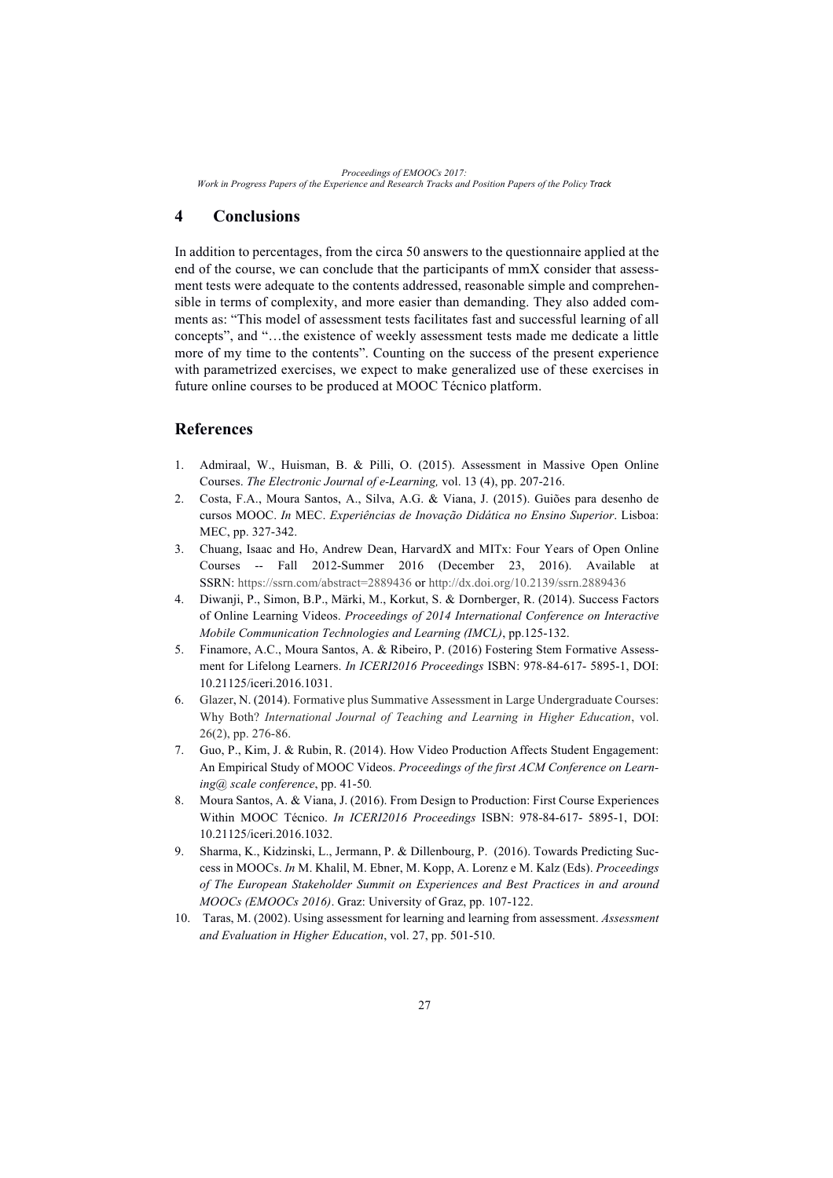# 4 Conclusions

In addition to percentages, from the circa 50 answers to the questionnaire applied at the end of the course, we can conclude that the participants of mmX consider that assessment tests were adequate to the contents addressed, reasonable simple and comprehensible in terms of complexity, and more easier than demanding. They also added comments as: "This model of assessment tests facilitates fast and successful learning of all concepts", and "…the existence of weekly assessment tests made me dedicate a little more of my time to the contents". Counting on the success of the present experience with parametrized exercises, we expect to make generalized use of these exercises in future online courses to be produced at MOOC Técnico platform.

# References

1. Admiraal, W., Huisman, B. & Pilli, O. (2015). Assessment in Massive Open Online Courses. *The Electronic Journal of e-Learning,* vol. 13 (4), pp. 207-216.
2. Costa, F.A., Moura Santos, A., Silva, A.G. & Viana, J. (2015). Guiões para desenho de cursos MOOC. *In* MEC. *Experiências de Inovação Didática no Ensino Superior*. Lisboa: MEC, pp. 327-342.
3. Chuang, Isaac and Ho, Andrew Dean, HarvardX and MITx: Four Years of Open Online Courses -- Fall 2012-Summer 2016 (December 23, 2016). Available at SSRN: https://ssrn.com/abstract=2889436 or http://dx.doi.org/10.2139/ssrn.2889436
4. Diwanji, P., Simon, B.P., Märki, M., Korkut, S. & Dornberger, R. (2014). Success Factors of Online Learning Videos. *Proceedings of 2014 International Conference on Interactive Mobile Communication Technologies and Learning (IMCL)*, pp.125-132.
5. Finamore, A.C., Moura Santos, A. & Ribeiro, P. (2016) Fostering Stem Formative Assessment for Lifelong Learners. *In ICERI2016 Proceedings* ISBN: 978-84-617- 5895-1, DOI: 10.21125/iceri.2016.1031.
6. Glazer, N. (2014). Formative plus Summative Assessment in Large Undergraduate Courses: Why Both? *International Journal of Teaching and Learning in Higher Education*, vol. 26(2), pp. 276-86.
7. Guo, P., Kim, J. & Rubin, R. (2014). How Video Production Affects Student Engagement: An Empirical Study of MOOC Videos. *Proceedings of the first ACM Conference on Learning@ scale conference*, pp. 41-50*.*
8. Moura Santos, A. & Viana, J. (2016). From Design to Production: First Course Experiences Within MOOC Técnico. *In ICERI2016 Proceedings* ISBN: 978-84-617- 5895-1, DOI: 10.21125/iceri.2016.1032.
9. Sharma, K., Kidzinski, L., Jermann, P. & Dillenbourg, P. (2016). Towards Predicting Success in MOOCs. *In* M. Khalil, M. Ebner, M. Kopp, A. Lorenz e M. Kalz (Eds). *Proceedings of The European Stakeholder Summit on Experiences and Best Practices in and around MOOCs (EMOOCs 2016)*. Graz: University of Graz, pp. 107-122.
10. Taras, M. (2002). Using assessment for learning and learning from assessment. *Assessment and Evaluation in Higher Education*, vol. 27, pp. 501-510.